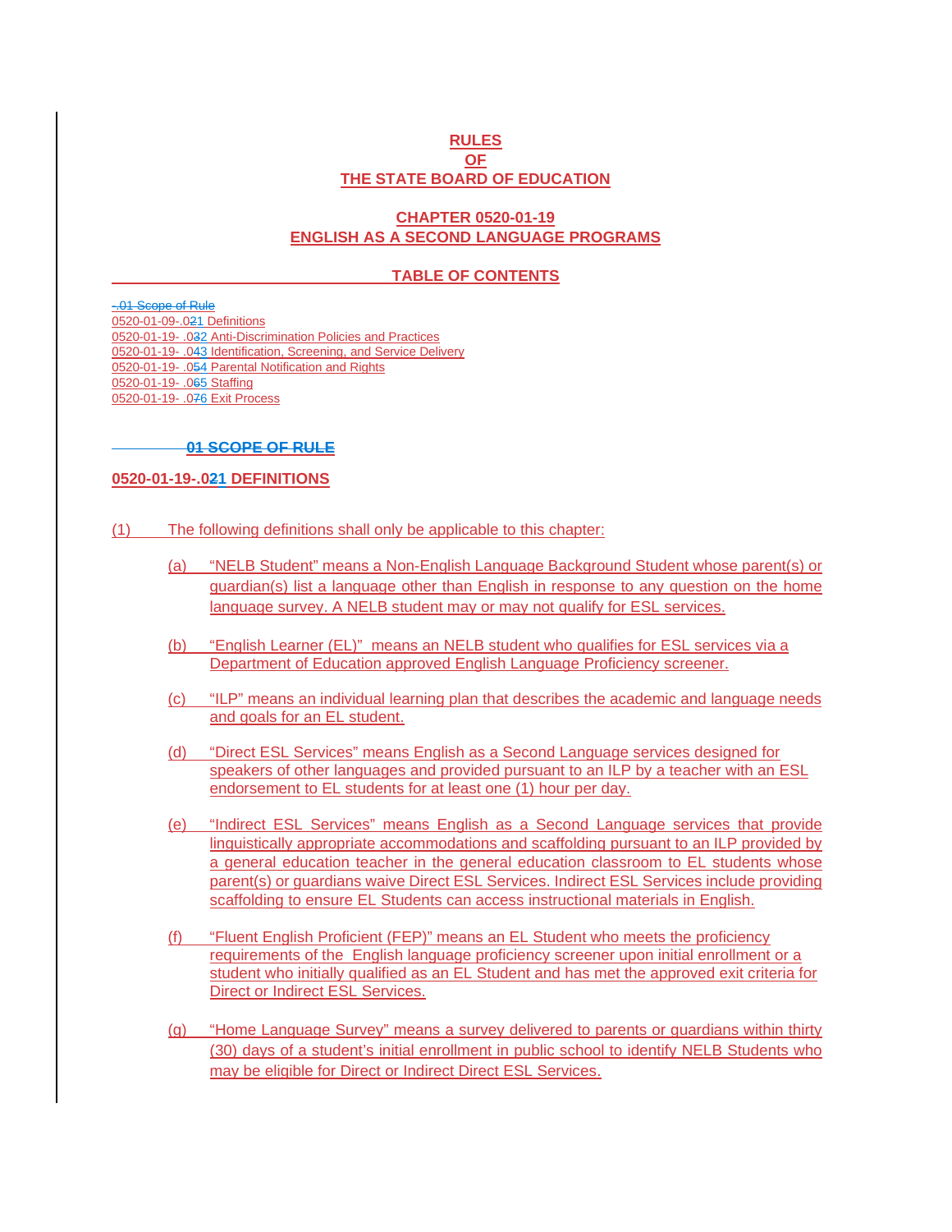# RULES
# OF
# THE STATE BOARD OF EDUCATION

## CHAPTER 0520-01-19
## ENGLISH AS A SECOND LANGUAGE PROGRAMS

### TABLE OF CONTENTS

~~.01 Scope of Rule~~
0520-01-09-.0~~2~~1 Definitions
0520-01-19- .0~~3~~2 Anti-Discrimination Policies and Practices
0520-01-19- .0~~4~~3 Identification, Screening, and Service Delivery
0520-01-19- .0~~5~~4 Parental Notification and Rights
0520-01-19- .0~~6~~5 Staffing
0520-01-19- .0~~7~~6 Exit Process

**~~01 SCOPE OF RULE~~**

**0520-01-19-.0~~2~~1 DEFINITIONS**

(1) The following definitions shall only be applicable to this chapter:

(a) "NELB Student" means a Non-English Language Background Student whose parent(s) or guardian(s) list a language other than English in response to any question on the home language survey. A NELB student may or may not qualify for ESL services.

(b) "English Learner (EL)" means an NELB student who qualifies for ESL services via a Department of Education approved English Language Proficiency screener.

(c) "ILP" means an individual learning plan that describes the academic and language needs and goals for an EL student.

(d) "Direct ESL Services" means English as a Second Language services designed for speakers of other languages and provided pursuant to an ILP by a teacher with an ESL endorsement to EL students for at least one (1) hour per day.

(e) "Indirect ESL Services" means English as a Second Language services that provide linguistically appropriate accommodations and scaffolding pursuant to an ILP provided by a general education teacher in the general education classroom to EL students whose parent(s) or guardians waive Direct ESL Services. Indirect ESL Services include providing scaffolding to ensure EL Students can access instructional materials in English.

(f) "Fluent English Proficient (FEP)" means an EL Student who meets the proficiency requirements of the English language proficiency screener upon initial enrollment or a student who initially qualified as an EL Student and has met the approved exit criteria for Direct or Indirect ESL Services.

(g) "Home Language Survey" means a survey delivered to parents or guardians within thirty (30) days of a student's initial enrollment in public school to identify NELB Students who may be eligible for Direct or Indirect Direct ESL Services.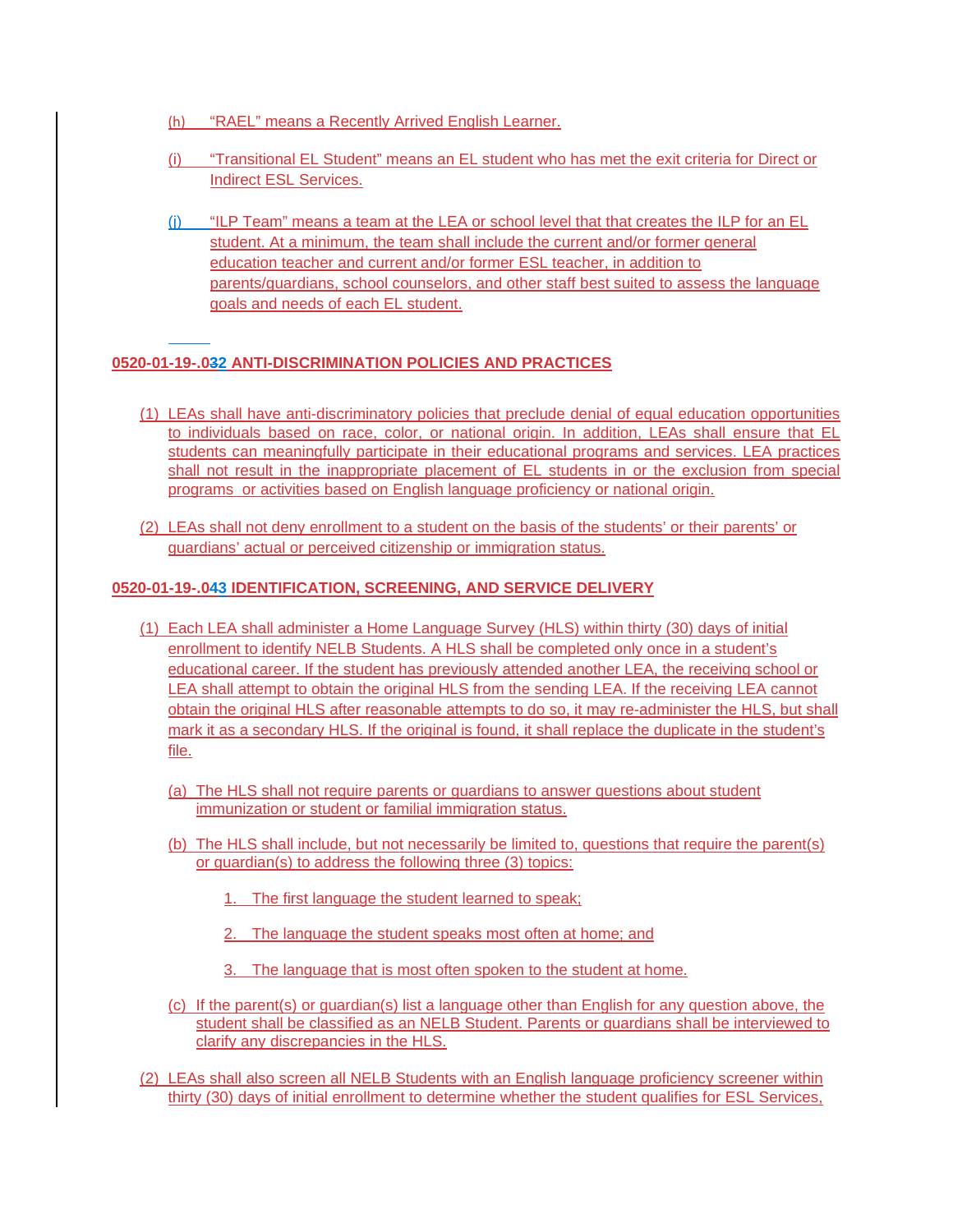(h) "RAEL" means a Recently Arrived English Learner.

(i) "Transitional EL Student" means an EL student who has met the exit criteria for Direct or Indirect ESL Services.

(j) "ILP Team" means a team at the LEA or school level that that creates the ILP for an EL student. At a minimum, the team shall include the current and/or former general education teacher and current and/or former ESL teacher, in addition to parents/guardians, school counselors, and other staff best suited to assess the language goals and needs of each EL student.

**0520-01-19-.032 ANTI-DISCRIMINATION POLICIES AND PRACTICES**

(1) LEAs shall have anti-discriminatory policies that preclude denial of equal education opportunities to individuals based on race, color, or national origin. In addition, LEAs shall ensure that EL students can meaningfully participate in their educational programs and services. LEA practices shall not result in the inappropriate placement of EL students in or the exclusion from special programs or activities based on English language proficiency or national origin.

(2) LEAs shall not deny enrollment to a student on the basis of the students' or their parents' or guardians' actual or perceived citizenship or immigration status.

**0520-01-19-.043 IDENTIFICATION, SCREENING, AND SERVICE DELIVERY**

(1) Each LEA shall administer a Home Language Survey (HLS) within thirty (30) days of initial enrollment to identify NELB Students. A HLS shall be completed only once in a student's educational career. If the student has previously attended another LEA, the receiving school or LEA shall attempt to obtain the original HLS from the sending LEA. If the receiving LEA cannot obtain the original HLS after reasonable attempts to do so, it may re-administer the HLS, but shall mark it as a secondary HLS. If the original is found, it shall replace the duplicate in the student's file.

   (a) The HLS shall not require parents or guardians to answer questions about student immunization or student or familial immigration status.

   (b) The HLS shall include, but not necessarily be limited to, questions that require the parent(s) or guardian(s) to address the following three (3) topics:

      1. The first language the student learned to speak;

      2. The language the student speaks most often at home; and

      3. The language that is most often spoken to the student at home.

   (c) If the parent(s) or guardian(s) list a language other than English for any question above, the student shall be classified as an NELB Student. Parents or guardians shall be interviewed to clarify any discrepancies in the HLS.

(2) LEAs shall also screen all NELB Students with an English language proficiency screener within thirty (30) days of initial enrollment to determine whether the student qualifies for ESL Services,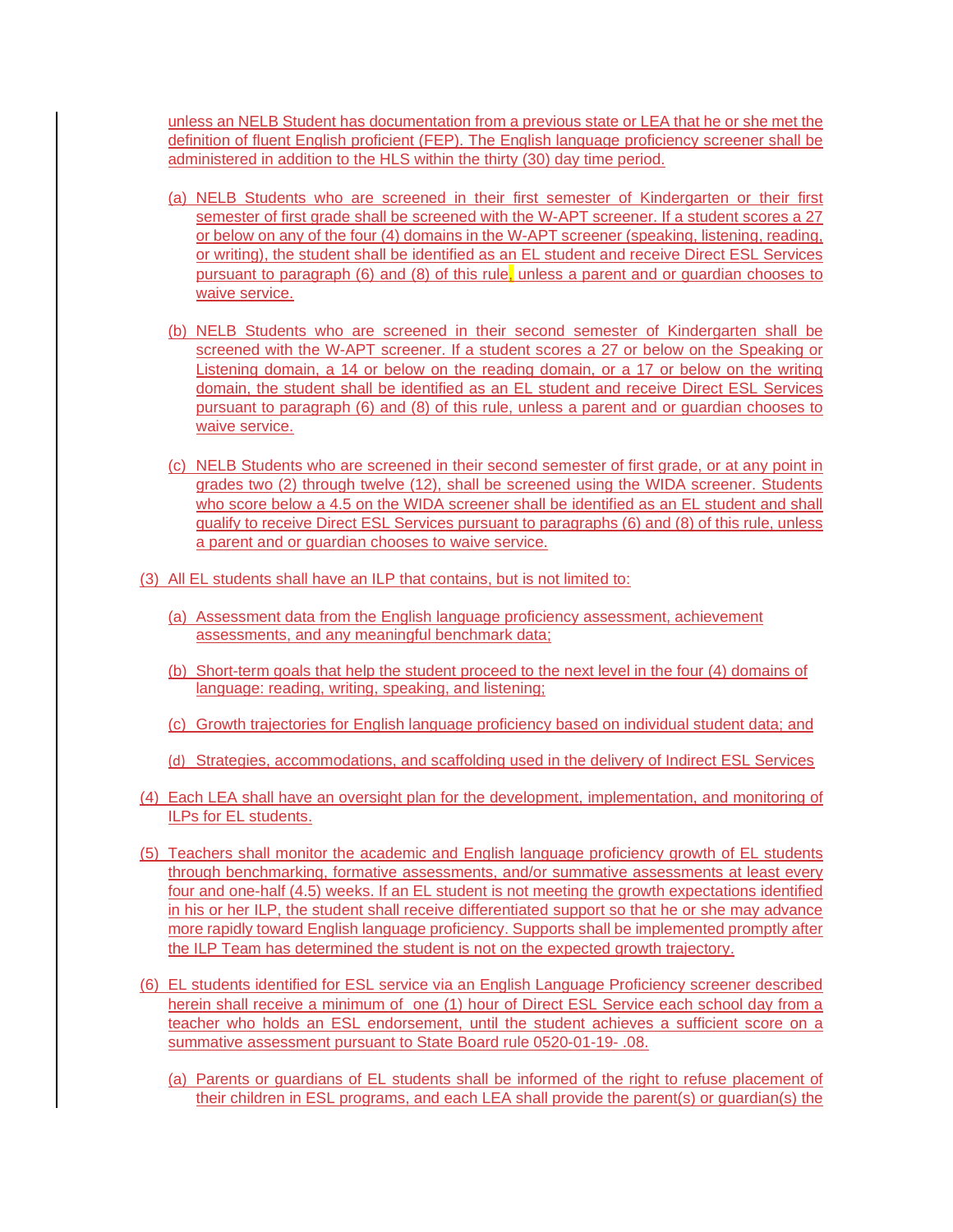unless an NELB Student has documentation from a previous state or LEA that he or she met the definition of fluent English proficient (FEP). The English language proficiency screener shall be administered in addition to the HLS within the thirty (30) day time period.

(a) NELB Students who are screened in their first semester of Kindergarten or their first semester of first grade shall be screened with the W-APT screener. If a student scores a 27 or below on any of the four (4) domains in the W-APT screener (speaking, listening, reading, or writing), the student shall be identified as an EL student and receive Direct ESL Services pursuant to paragraph (6) and (8) of this rule, unless a parent and or guardian chooses to waive service.

(b) NELB Students who are screened in their second semester of Kindergarten shall be screened with the W-APT screener. If a student scores a 27 or below on the Speaking or Listening domain, a 14 or below on the reading domain, or a 17 or below on the writing domain, the student shall be identified as an EL student and receive Direct ESL Services pursuant to paragraph (6) and (8) of this rule, unless a parent and or guardian chooses to waive service.

(c) NELB Students who are screened in their second semester of first grade, or at any point in grades two (2) through twelve (12), shall be screened using the WIDA screener. Students who score below a 4.5 on the WIDA screener shall be identified as an EL student and shall qualify to receive Direct ESL Services pursuant to paragraphs (6) and (8) of this rule, unless a parent and or guardian chooses to waive service.

(3) All EL students shall have an ILP that contains, but is not limited to:

(a) Assessment data from the English language proficiency assessment, achievement assessments, and any meaningful benchmark data;

(b) Short-term goals that help the student proceed to the next level in the four (4) domains of language: reading, writing, speaking, and listening;

(c) Growth trajectories for English language proficiency based on individual student data; and

(d) Strategies, accommodations, and scaffolding used in the delivery of Indirect ESL Services

(4) Each LEA shall have an oversight plan for the development, implementation, and monitoring of ILPs for EL students.

(5) Teachers shall monitor the academic and English language proficiency growth of EL students through benchmarking, formative assessments, and/or summative assessments at least every four and one-half (4.5) weeks. If an EL student is not meeting the growth expectations identified in his or her ILP, the student shall receive differentiated support so that he or she may advance more rapidly toward English language proficiency. Supports shall be implemented promptly after the ILP Team has determined the student is not on the expected growth trajectory.

(6) EL students identified for ESL service via an English Language Proficiency screener described herein shall receive a minimum of one (1) hour of Direct ESL Service each school day from a teacher who holds an ESL endorsement, until the student achieves a sufficient score on a summative assessment pursuant to State Board rule 0520-01-19- .08.

(a) Parents or guardians of EL students shall be informed of the right to refuse placement of their children in ESL programs, and each LEA shall provide the parent(s) or guardian(s) the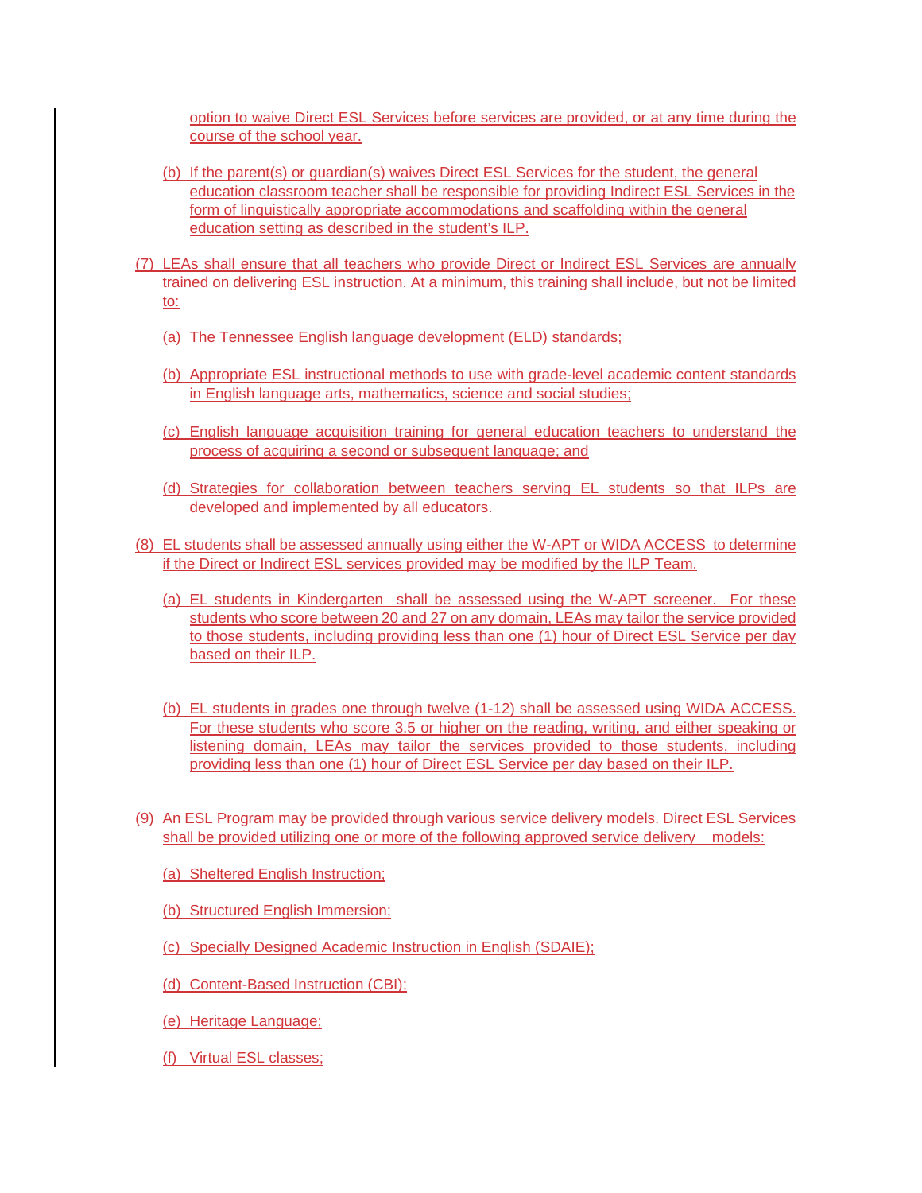option to waive Direct ESL Services before services are provided, or at any time during the course of the school year.

(b) If the parent(s) or guardian(s) waives Direct ESL Services for the student, the general education classroom teacher shall be responsible for providing Indirect ESL Services in the form of linguistically appropriate accommodations and scaffolding within the general education setting as described in the student's ILP.

(7) LEAs shall ensure that all teachers who provide Direct or Indirect ESL Services are annually trained on delivering ESL instruction. At a minimum, this training shall include, but not be limited to:

(a) The Tennessee English language development (ELD) standards;

(b) Appropriate ESL instructional methods to use with grade-level academic content standards in English language arts, mathematics, science and social studies;

(c) English language acquisition training for general education teachers to understand the process of acquiring a second or subsequent language; and

(d) Strategies for collaboration between teachers serving EL students so that ILPs are developed and implemented by all educators.

(8) EL students shall be assessed annually using either the W-APT or WIDA ACCESS to determine if the Direct or Indirect ESL services provided may be modified by the ILP Team.

(a) EL students in Kindergarten shall be assessed using the W-APT screener. For these students who score between 20 and 27 on any domain, LEAs may tailor the service provided to those students, including providing less than one (1) hour of Direct ESL Service per day based on their ILP.

(b) EL students in grades one through twelve (1-12) shall be assessed using WIDA ACCESS. For these students who score 3.5 or higher on the reading, writing, and either speaking or listening domain, LEAs may tailor the services provided to those students, including providing less than one (1) hour of Direct ESL Service per day based on their ILP.

(9) An ESL Program may be provided through various service delivery models. Direct ESL Services shall be provided utilizing one or more of the following approved service delivery models:

(a) Sheltered English Instruction;

(b) Structured English Immersion;

(c) Specially Designed Academic Instruction in English (SDAIE);

(d) Content-Based Instruction (CBI);

(e) Heritage Language;

(f) Virtual ESL classes;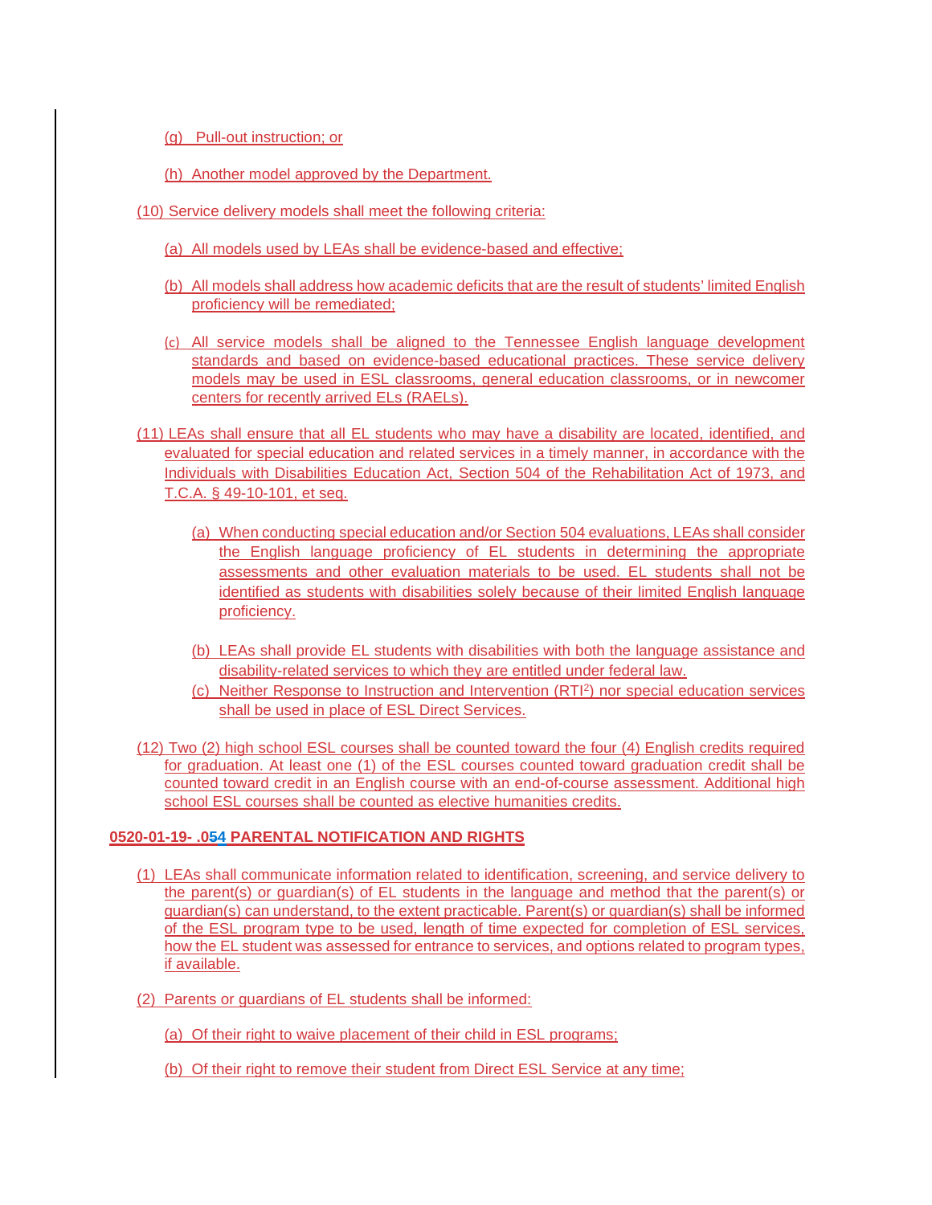(g) Pull-out instruction; or

(h) Another model approved by the Department.

(10) Service delivery models shall meet the following criteria:

(a) All models used by LEAs shall be evidence-based and effective;

(b) All models shall address how academic deficits that are the result of students' limited English proficiency will be remediated;

(c) All service models shall be aligned to the Tennessee English language development standards and based on evidence-based educational practices. These service delivery models may be used in ESL classrooms, general education classrooms, or in newcomer centers for recently arrived ELs (RAELs).

(11) LEAs shall ensure that all EL students who may have a disability are located, identified, and evaluated for special education and related services in a timely manner, in accordance with the Individuals with Disabilities Education Act, Section 504 of the Rehabilitation Act of 1973, and T.C.A. § 49-10-101, et seq.

(a) When conducting special education and/or Section 504 evaluations, LEAs shall consider the English language proficiency of EL students in determining the appropriate assessments and other evaluation materials to be used. EL students shall not be identified as students with disabilities solely because of their limited English language proficiency.

(b) LEAs shall provide EL students with disabilities with both the language assistance and disability-related services to which they are entitled under federal law.

(c) Neither Response to Instruction and Intervention (RTI[2]) nor special education services shall be used in place of ESL Direct Services.

(12) Two (2) high school ESL courses shall be counted toward the four (4) English credits required for graduation. At least one (1) of the ESL courses counted toward graduation credit shall be counted toward credit in an English course with an end-of-course assessment. Additional high school ESL courses shall be counted as elective humanities credits.

**0520-01-19- .054 PARENTAL NOTIFICATION AND RIGHTS**

(1) LEAs shall communicate information related to identification, screening, and service delivery to the parent(s) or guardian(s) of EL students in the language and method that the parent(s) or guardian(s) can understand, to the extent practicable. Parent(s) or guardian(s) shall be informed of the ESL program type to be used, length of time expected for completion of ESL services, how the EL student was assessed for entrance to services, and options related to program types, if available.

(2) Parents or guardians of EL students shall be informed:

(a) Of their right to waive placement of their child in ESL programs;

(b) Of their right to remove their student from Direct ESL Service at any time;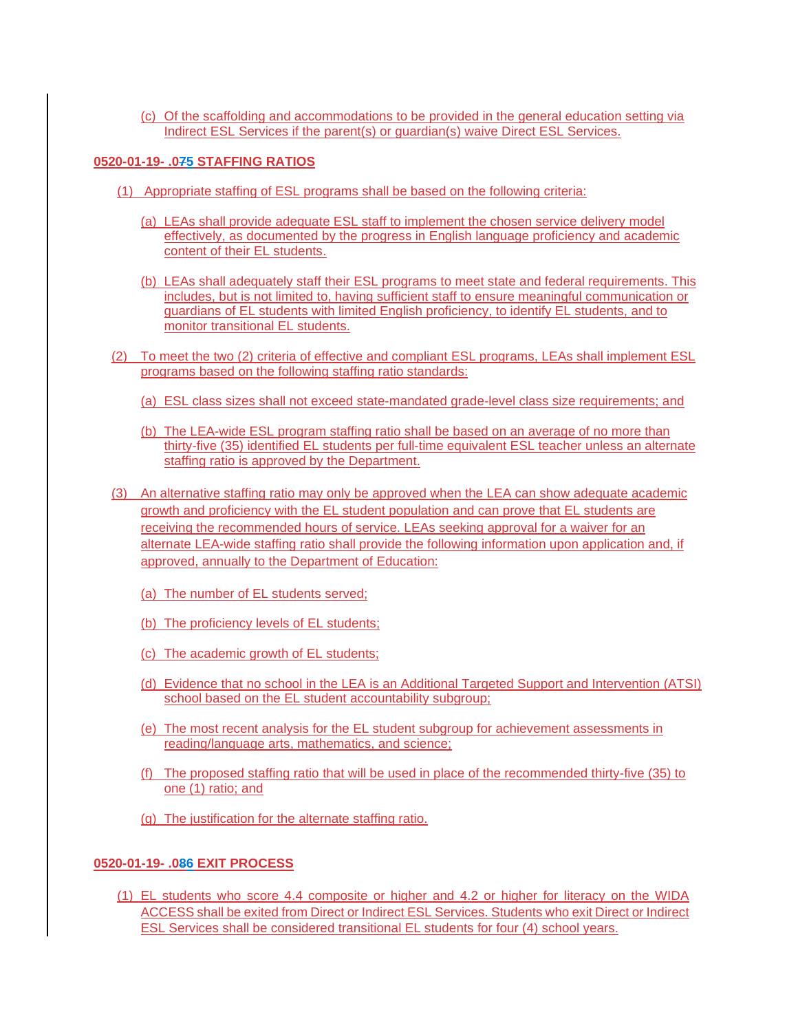(c) Of the scaffolding and accommodations to be provided in the general education setting via Indirect ESL Services if the parent(s) or guardian(s) waive Direct ESL Services.

**0520-01-19- .075 STAFFING RATIOS**

(1) Appropriate staffing of ESL programs shall be based on the following criteria:

(a) LEAs shall provide adequate ESL staff to implement the chosen service delivery model effectively, as documented by the progress in English language proficiency and academic content of their EL students.

(b) LEAs shall adequately staff their ESL programs to meet state and federal requirements. This includes, but is not limited to, having sufficient staff to ensure meaningful communication or guardians of EL students with limited English proficiency, to identify EL students, and to monitor transitional EL students.

(2) To meet the two (2) criteria of effective and compliant ESL programs, LEAs shall implement ESL programs based on the following staffing ratio standards:

(a) ESL class sizes shall not exceed state-mandated grade-level class size requirements; and

(b) The LEA-wide ESL program staffing ratio shall be based on an average of no more than thirty-five (35) identified EL students per full-time equivalent ESL teacher unless an alternate staffing ratio is approved by the Department.

(3) An alternative staffing ratio may only be approved when the LEA can show adequate academic growth and proficiency with the EL student population and can prove that EL students are receiving the recommended hours of service. LEAs seeking approval for a waiver for an alternate LEA-wide staffing ratio shall provide the following information upon application and, if approved, annually to the Department of Education:

(a) The number of EL students served;

(b) The proficiency levels of EL students;

(c) The academic growth of EL students;

(d) Evidence that no school in the LEA is an Additional Targeted Support and Intervention (ATSI) school based on the EL student accountability subgroup;

(e) The most recent analysis for the EL student subgroup for achievement assessments in reading/language arts, mathematics, and science;

(f) The proposed staffing ratio that will be used in place of the recommended thirty-five (35) to one (1) ratio; and

(g) The justification for the alternate staffing ratio.

**0520-01-19- .086 EXIT PROCESS**

(1) EL students who score 4.4 composite or higher and 4.2 or higher for literacy on the WIDA ACCESS shall be exited from Direct or Indirect ESL Services. Students who exit Direct or Indirect ESL Services shall be considered transitional EL students for four (4) school years.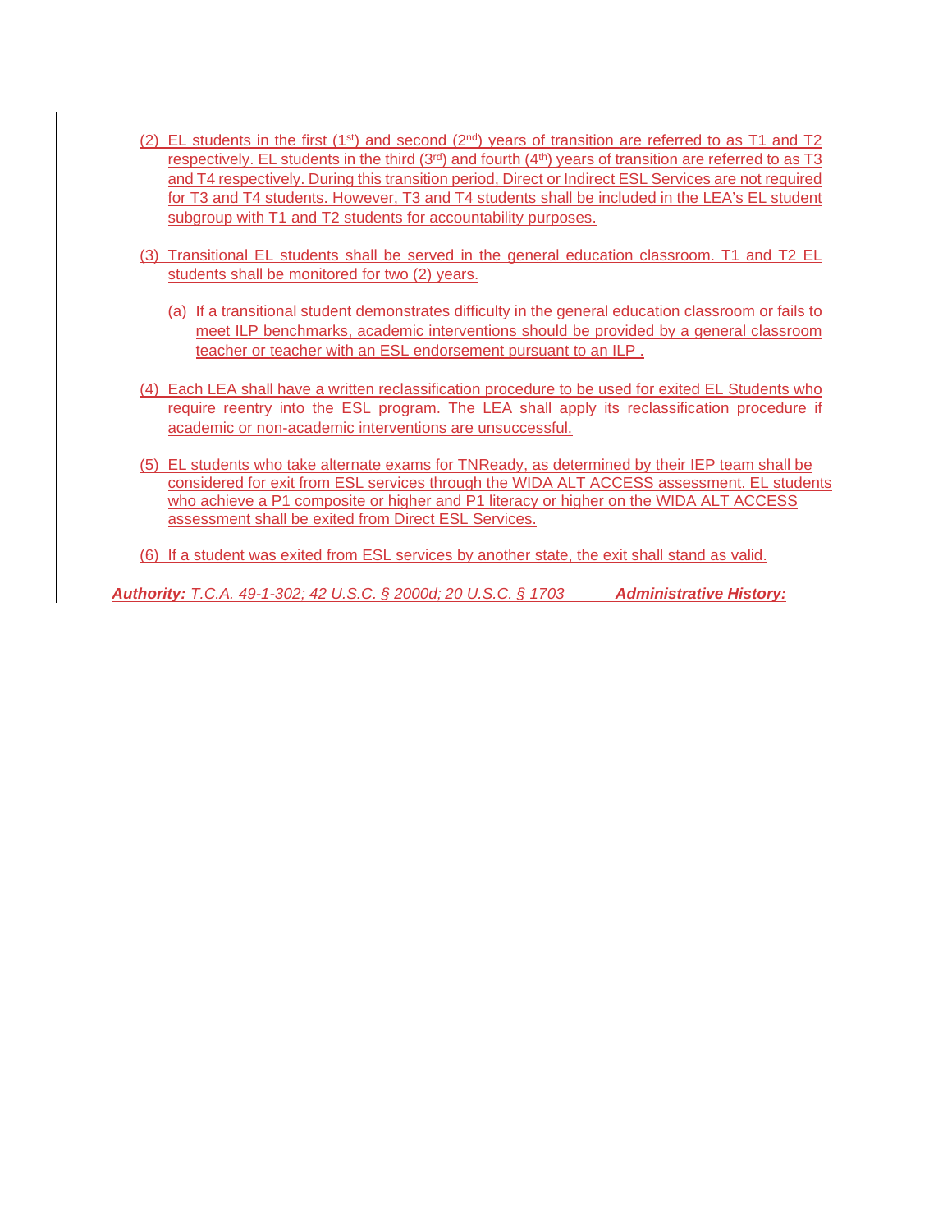(2) EL students in the first (1st) and second (2nd) years of transition are referred to as T1 and T2 respectively. EL students in the third (3rd) and fourth (4th) years of transition are referred to as T3 and T4 respectively. During this transition period, Direct or Indirect ESL Services are not required for T3 and T4 students. However, T3 and T4 students shall be included in the LEA's EL student subgroup with T1 and T2 students for accountability purposes.

(3) Transitional EL students shall be served in the general education classroom. T1 and T2 EL students shall be monitored for two (2) years.

   (a) If a transitional student demonstrates difficulty in the general education classroom or fails to meet ILP benchmarks, academic interventions should be provided by a general classroom teacher or teacher with an ESL endorsement pursuant to an ILP .

(4) Each LEA shall have a written reclassification procedure to be used for exited EL Students who require reentry into the ESL program. The LEA shall apply its reclassification procedure if academic or non-academic interventions are unsuccessful.

(5) EL students who take alternate exams for TNReady, as determined by their IEP team shall be considered for exit from ESL services through the WIDA ALT ACCESS assessment. EL students who achieve a P1 composite or higher and P1 literacy or higher on the WIDA ALT ACCESS assessment shall be exited from Direct ESL Services.

(6) If a student was exited from ESL services by another state, the exit shall stand as valid.

***Authority:*** *T.C.A. 49-1-302; 42 U.S.C. § 2000d; 20 U.S.C. § 1703* ***Administrative History:***